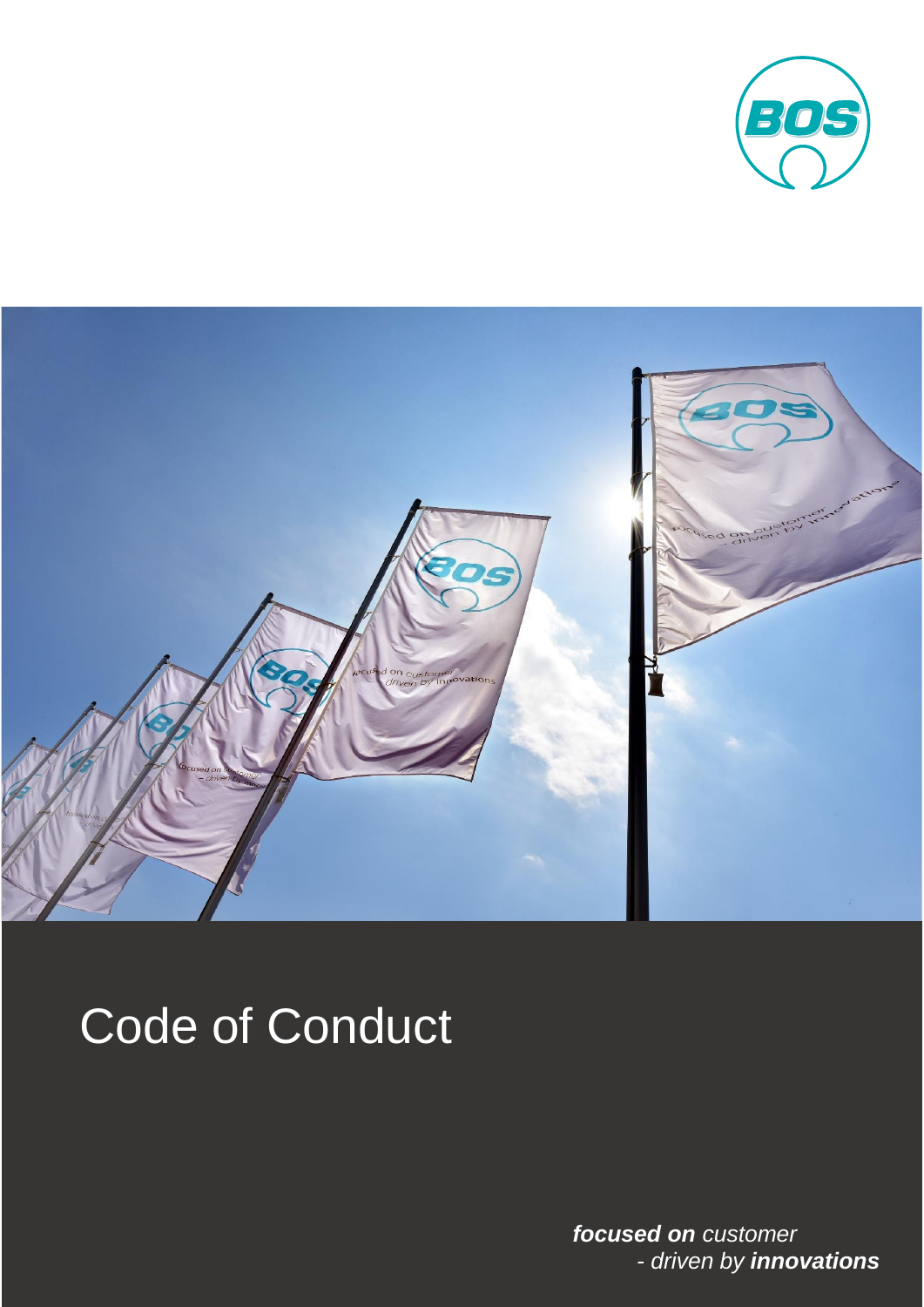# Code of Conduct

***focused on** customer*
*- driven by **innovations***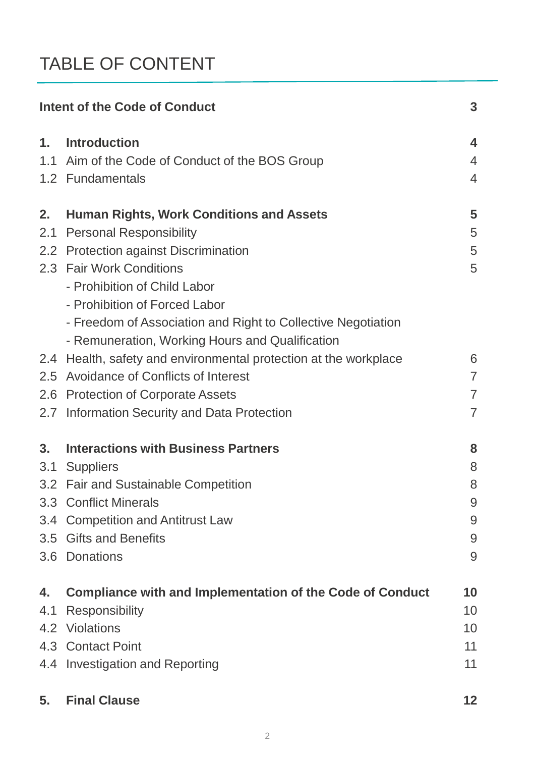# TABLE OF CONTENT

| | | |
|---|---|---|
| **Intent of the Code of Conduct** | | **3** |
| **1.** | **Introduction** | **4** |
| 1.1 | Aim of the Code of Conduct of the BOS Group | 4 |
| 1.2 | Fundamentals | 4 |
| **2.** | **Human Rights, Work Conditions and Assets** | **5** |
| 2.1 | Personal Responsibility | 5 |
| 2.2 | Protection against Discrimination | 5 |
| 2.3 | Fair Work Conditions | 5 |
| | - Prohibition of Child Labor | |
| | - Prohibition of Forced Labor | |
| | - Freedom of Association and Right to Collective Negotiation | |
| | - Remuneration, Working Hours and Qualification | |
| 2.4 | Health, safety and environmental protection at the workplace | 6 |
| 2.5 | Avoidance of Conflicts of Interest | 7 |
| 2.6 | Protection of Corporate Assets | 7 |
| 2.7 | Information Security and Data Protection | 7 |
| **3.** | **Interactions with Business Partners** | **8** |
| 3.1 | Suppliers | 8 |
| 3.2 | Fair and Sustainable Competition | 8 |
| 3.3 | Conflict Minerals | 9 |
| 3.4 | Competition and Antitrust Law | 9 |
| 3.5 | Gifts and Benefits | 9 |
| 3.6 | Donations | 9 |
| **4.** | **Compliance with and Implementation of the Code of Conduct** | **10** |
| 4.1 | Responsibility | 10 |
| 4.2 | Violations | 10 |
| 4.3 | Contact Point | 11 |
| 4.4 | Investigation and Reporting | 11 |
| **5.** | **Final Clause** | **12** |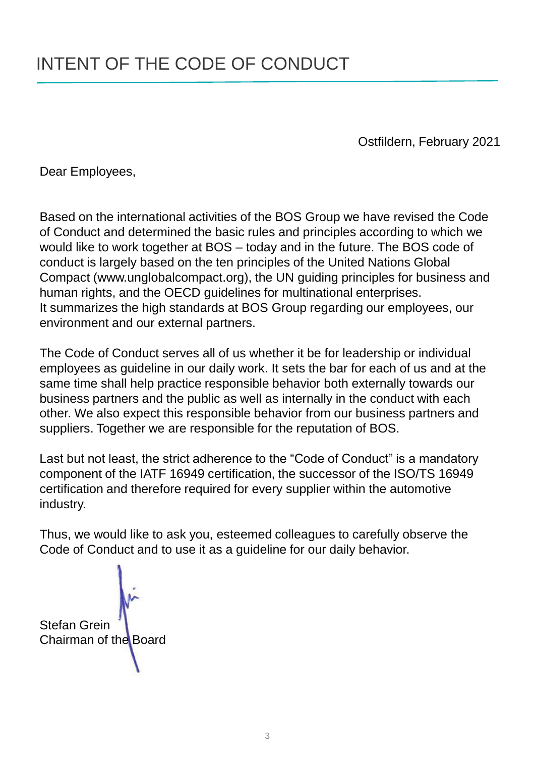# INTENT OF THE CODE OF CONDUCT

Ostfildern, February 2021

Dear Employees,

Based on the international activities of the BOS Group we have revised the Code of Conduct and determined the basic rules and principles according to which we would like to work together at BOS – today and in the future. The BOS code of conduct is largely based on the ten principles of the United Nations Global Compact (www.unglobalcompact.org), the UN guiding principles for business and human rights, and the OECD guidelines for multinational enterprises.
It summarizes the high standards at BOS Group regarding our employees, our environment and our external partners.

The Code of Conduct serves all of us whether it be for leadership or individual employees as guideline in our daily work. It sets the bar for each of us and at the same time shall help practice responsible behavior both externally towards our business partners and the public as well as internally in the conduct with each other. We also expect this responsible behavior from our business partners and suppliers. Together we are responsible for the reputation of BOS.

Last but not least, the strict adherence to the "Code of Conduct" is a mandatory component of the IATF 16949 certification, the successor of the ISO/TS 16949 certification and therefore required for every supplier within the automotive industry.

Thus, we would like to ask you, esteemed colleagues to carefully observe the Code of Conduct and to use it as a guideline for our daily behavior.

Stefan Grein
Chairman of the Board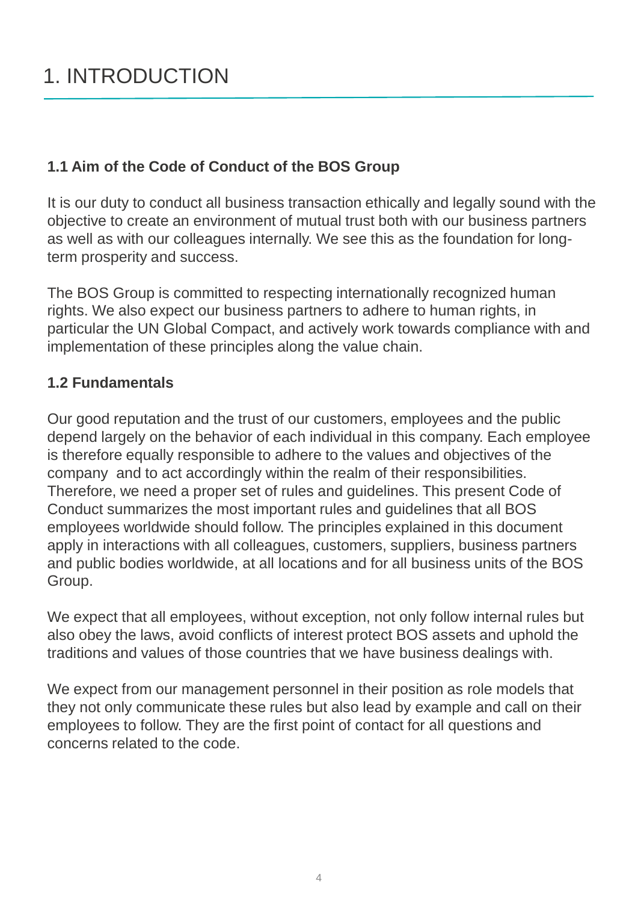# 1. INTRODUCTION

### 1.1 Aim of the Code of Conduct of the BOS Group

It is our duty to conduct all business transaction ethically and legally sound with the objective to create an environment of mutual trust both with our business partners as well as with our colleagues internally. We see this as the foundation for long-term prosperity and success.

The BOS Group is committed to respecting internationally recognized human rights. We also expect our business partners to adhere to human rights, in particular the UN Global Compact, and actively work towards compliance with and implementation of these principles along the value chain.

### 1.2 Fundamentals

Our good reputation and the trust of our customers, employees and the public depend largely on the behavior of each individual in this company. Each employee is therefore equally responsible to adhere to the values and objectives of the company and to act accordingly within the realm of their responsibilities. Therefore, we need a proper set of rules and guidelines. This present Code of Conduct summarizes the most important rules and guidelines that all BOS employees worldwide should follow. The principles explained in this document apply in interactions with all colleagues, customers, suppliers, business partners and public bodies worldwide, at all locations and for all business units of the BOS Group.

We expect that all employees, without exception, not only follow internal rules but also obey the laws, avoid conflicts of interest protect BOS assets and uphold the traditions and values of those countries that we have business dealings with.

We expect from our management personnel in their position as role models that they not only communicate these rules but also lead by example and call on their employees to follow. They are the first point of contact for all questions and concerns related to the code.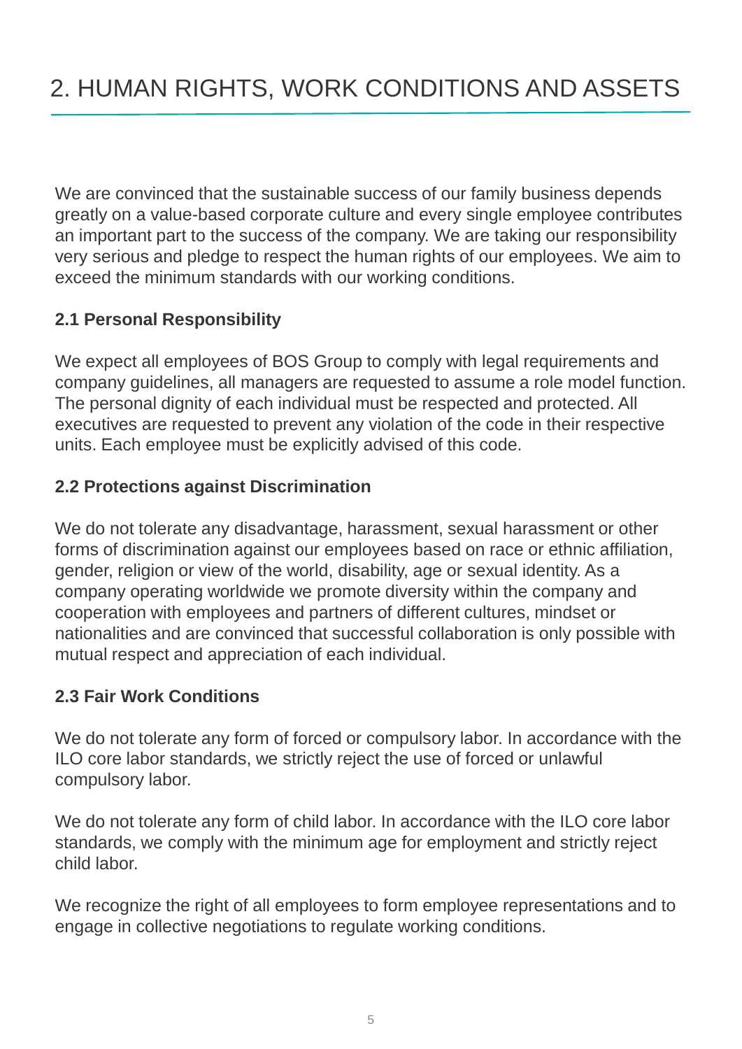# 2. HUMAN RIGHTS, WORK CONDITIONS AND ASSETS

We are convinced that the sustainable success of our family business depends greatly on a value-based corporate culture and every single employee contributes an important part to the success of the company. We are taking our responsibility very serious and pledge to respect the human rights of our employees. We aim to exceed the minimum standards with our working conditions.

### 2.1 Personal Responsibility

We expect all employees of BOS Group to comply with legal requirements and company guidelines, all managers are requested to assume a role model function. The personal dignity of each individual must be respected and protected. All executives are requested to prevent any violation of the code in their respective units. Each employee must be explicitly advised of this code.

### 2.2 Protections against Discrimination

We do not tolerate any disadvantage, harassment, sexual harassment or other forms of discrimination against our employees based on race or ethnic affiliation, gender, religion or view of the world, disability, age or sexual identity. As a company operating worldwide we promote diversity within the company and cooperation with employees and partners of different cultures, mindset or nationalities and are convinced that successful collaboration is only possible with mutual respect and appreciation of each individual.

### 2.3 Fair Work Conditions

We do not tolerate any form of forced or compulsory labor. In accordance with the ILO core labor standards, we strictly reject the use of forced or unlawful compulsory labor.

We do not tolerate any form of child labor. In accordance with the ILO core labor standards, we comply with the minimum age for employment and strictly reject child labor.

We recognize the right of all employees to form employee representations and to engage in collective negotiations to regulate working conditions.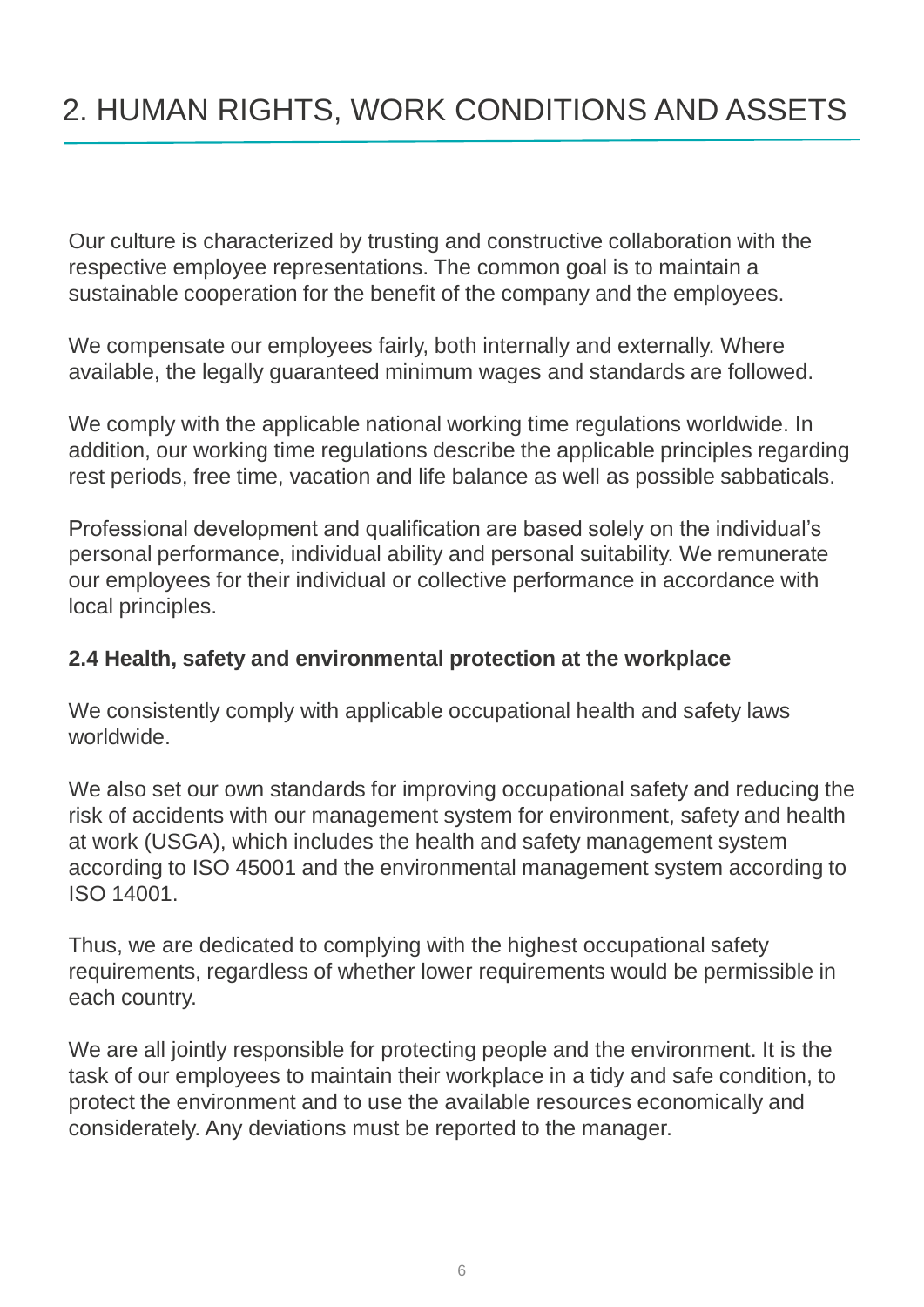# 2. HUMAN RIGHTS, WORK CONDITIONS AND ASSETS

Our culture is characterized by trusting and constructive collaboration with the respective employee representations. The common goal is to maintain a sustainable cooperation for the benefit of the company and the employees.

We compensate our employees fairly, both internally and externally. Where available, the legally guaranteed minimum wages and standards are followed.

We comply with the applicable national working time regulations worldwide. In addition, our working time regulations describe the applicable principles regarding rest periods, free time, vacation and life balance as well as possible sabbaticals.

Professional development and qualification are based solely on the individual's personal performance, individual ability and personal suitability. We remunerate our employees for their individual or collective performance in accordance with local principles.

### 2.4 Health, safety and environmental protection at the workplace

We consistently comply with applicable occupational health and safety laws worldwide.

We also set our own standards for improving occupational safety and reducing the risk of accidents with our management system for environment, safety and health at work (USGA), which includes the health and safety management system according to ISO 45001 and the environmental management system according to ISO 14001.

Thus, we are dedicated to complying with the highest occupational safety requirements, regardless of whether lower requirements would be permissible in each country.

We are all jointly responsible for protecting people and the environment. It is the task of our employees to maintain their workplace in a tidy and safe condition, to protect the environment and to use the available resources economically and considerately. Any deviations must be reported to the manager.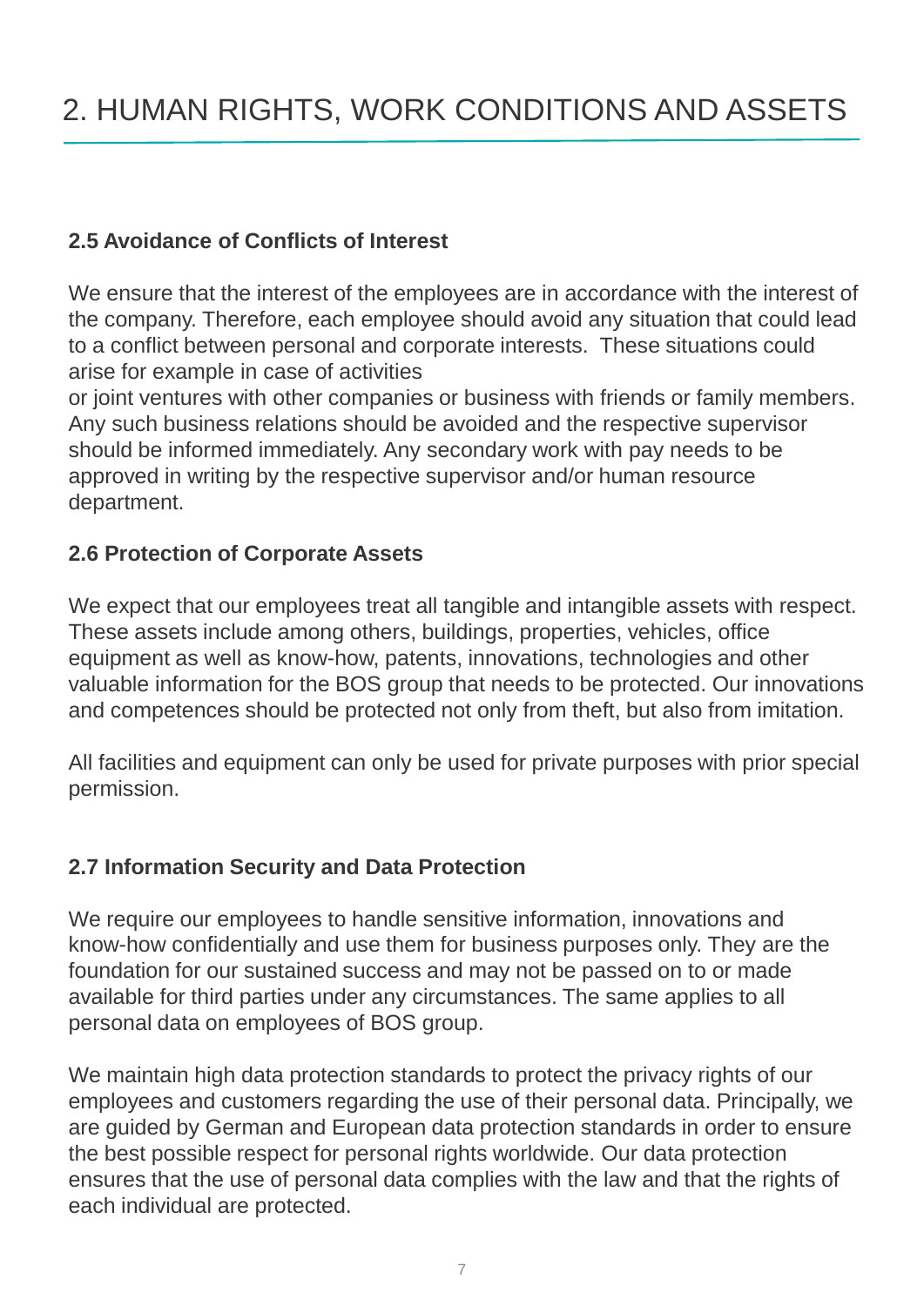# 2. HUMAN RIGHTS, WORK CONDITIONS AND ASSETS

### 2.5 Avoidance of Conflicts of Interest

We ensure that the interest of the employees are in accordance with the interest of the company. Therefore, each employee should avoid any situation that could lead to a conflict between personal and corporate interests. These situations could arise for example in case of activities or joint ventures with other companies or business with friends or family members. Any such business relations should be avoided and the respective supervisor should be informed immediately. Any secondary work with pay needs to be approved in writing by the respective supervisor and/or human resource department.

### 2.6 Protection of Corporate Assets

We expect that our employees treat all tangible and intangible assets with respect. These assets include among others, buildings, properties, vehicles, office equipment as well as know-how, patents, innovations, technologies and other valuable information for the BOS group that needs to be protected. Our innovations and competences should be protected not only from theft, but also from imitation.

All facilities and equipment can only be used for private purposes with prior special permission.

### 2.7 Information Security and Data Protection

We require our employees to handle sensitive information, innovations and know-how confidentially and use them for business purposes only. They are the foundation for our sustained success and may not be passed on to or made available for third parties under any circumstances. The same applies to all personal data on employees of BOS group.

We maintain high data protection standards to protect the privacy rights of our employees and customers regarding the use of their personal data. Principally, we are guided by German and European data protection standards in order to ensure the best possible respect for personal rights worldwide. Our data protection ensures that the use of personal data complies with the law and that the rights of each individual are protected.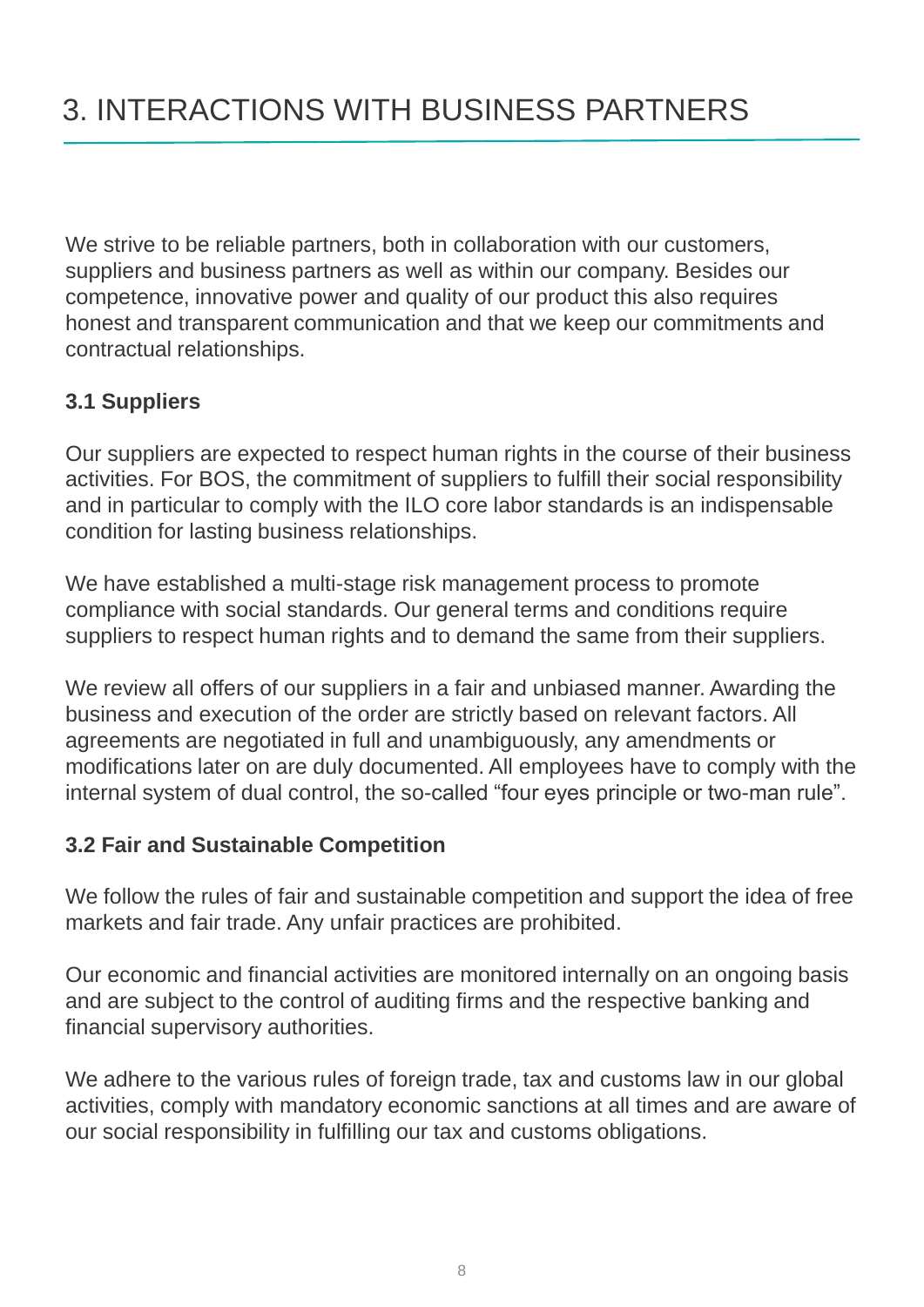# 3. INTERACTIONS WITH BUSINESS PARTNERS

We strive to be reliable partners, both in collaboration with our customers, suppliers and business partners as well as within our company. Besides our competence, innovative power and quality of our product this also requires honest and transparent communication and that we keep our commitments and contractual relationships.

### 3.1 Suppliers

Our suppliers are expected to respect human rights in the course of their business activities. For BOS, the commitment of suppliers to fulfill their social responsibility and in particular to comply with the ILO core labor standards is an indispensable condition for lasting business relationships.

We have established a multi-stage risk management process to promote compliance with social standards. Our general terms and conditions require suppliers to respect human rights and to demand the same from their suppliers.

We review all offers of our suppliers in a fair and unbiased manner. Awarding the business and execution of the order are strictly based on relevant factors. All agreements are negotiated in full and unambiguously, any amendments or modifications later on are duly documented. All employees have to comply with the internal system of dual control, the so-called “four eyes principle or two-man rule”.

### 3.2 Fair and Sustainable Competition

We follow the rules of fair and sustainable competition and support the idea of free markets and fair trade. Any unfair practices are prohibited.

Our economic and financial activities are monitored internally on an ongoing basis and are subject to the control of auditing firms and the respective banking and financial supervisory authorities.

We adhere to the various rules of foreign trade, tax and customs law in our global activities, comply with mandatory economic sanctions at all times and are aware of our social responsibility in fulfilling our tax and customs obligations.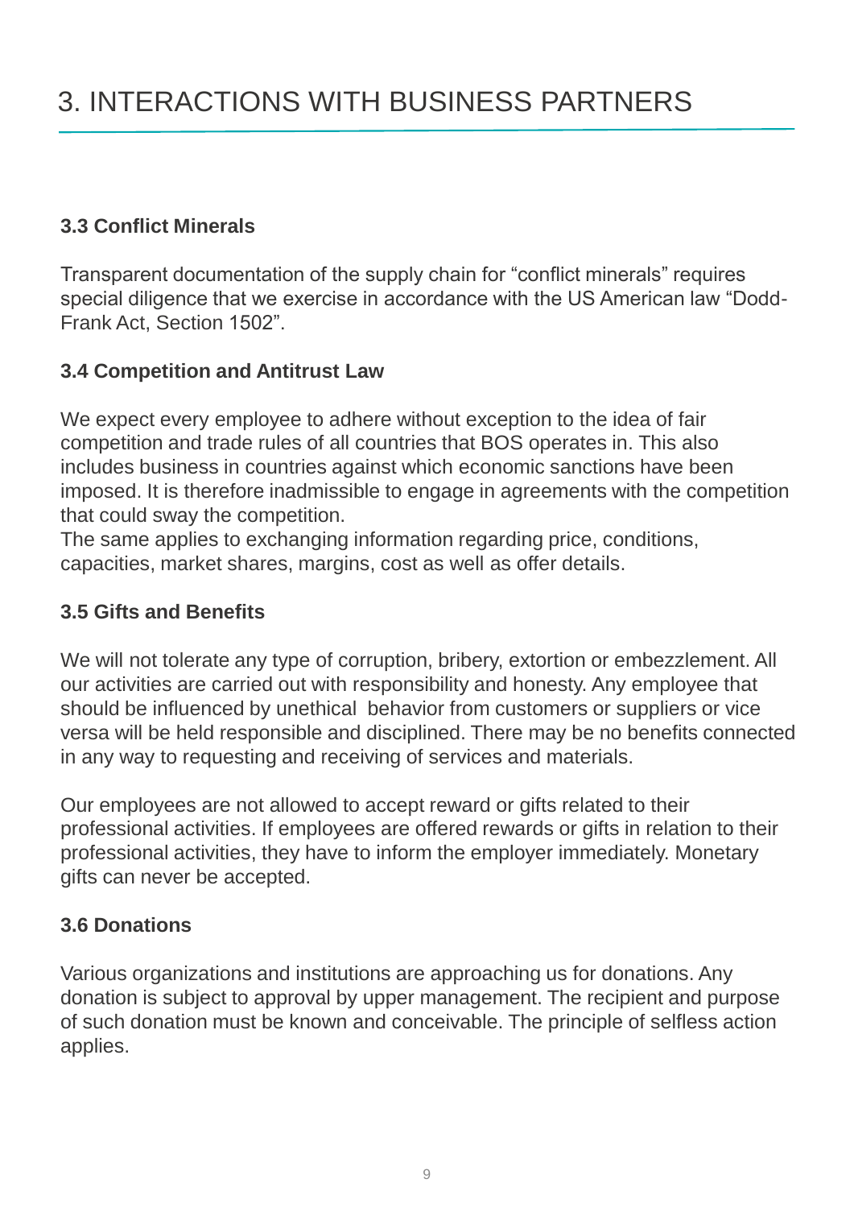# 3. INTERACTIONS WITH BUSINESS PARTNERS

### 3.3 Conflict Minerals

Transparent documentation of the supply chain for “conflict minerals” requires special diligence that we exercise in accordance with the US American law “Dodd-Frank Act, Section 1502”.

### 3.4 Competition and Antitrust Law

We expect every employee to adhere without exception to the idea of fair competition and trade rules of all countries that BOS operates in. This also includes business in countries against which economic sanctions have been imposed. It is therefore inadmissible to engage in agreements with the competition that could sway the competition.
The same applies to exchanging information regarding price, conditions, capacities, market shares, margins, cost as well as offer details.

### 3.5 Gifts and Benefits

We will not tolerate any type of corruption, bribery, extortion or embezzlement. All our activities are carried out with responsibility and honesty. Any employee that should be influenced by unethical behavior from customers or suppliers or vice versa will be held responsible and disciplined. There may be no benefits connected in any way to requesting and receiving of services and materials.

Our employees are not allowed to accept reward or gifts related to their professional activities. If employees are offered rewards or gifts in relation to their professional activities, they have to inform the employer immediately. Monetary gifts can never be accepted.

### 3.6 Donations

Various organizations and institutions are approaching us for donations. Any donation is subject to approval by upper management. The recipient and purpose of such donation must be known and conceivable. The principle of selfless action applies.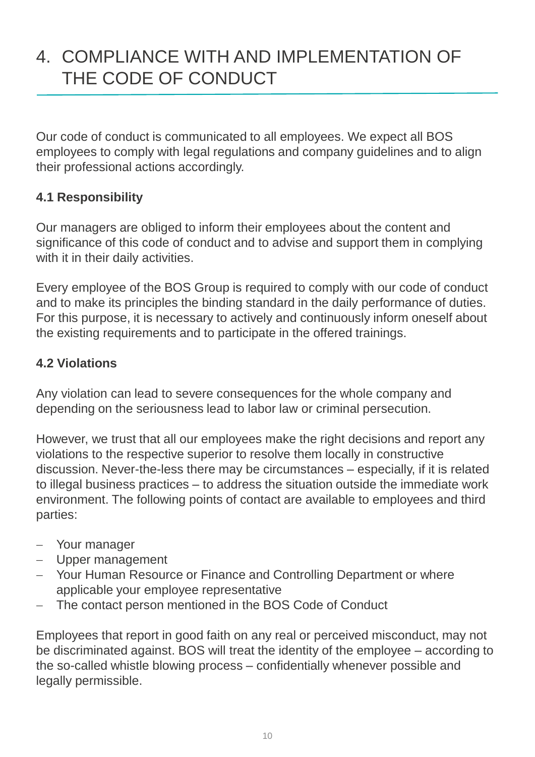# 4. COMPLIANCE WITH AND IMPLEMENTATION OF THE CODE OF CONDUCT

Our code of conduct is communicated to all employees. We expect all BOS employees to comply with legal regulations and company guidelines and to align their professional actions accordingly.

### 4.1 Responsibility

Our managers are obliged to inform their employees about the content and significance of this code of conduct and to advise and support them in complying with it in their daily activities.

Every employee of the BOS Group is required to comply with our code of conduct and to make its principles the binding standard in the daily performance of duties. For this purpose, it is necessary to actively and continuously inform oneself about the existing requirements and to participate in the offered trainings.

### 4.2 Violations

Any violation can lead to severe consequences for the whole company and depending on the seriousness lead to labor law or criminal persecution.

However, we trust that all our employees make the right decisions and report any violations to the respective superior to resolve them locally in constructive discussion. Never-the-less there may be circumstances – especially, if it is related to illegal business practices – to address the situation outside the immediate work environment. The following points of contact are available to employees and third parties:

- Your manager
- Upper management
- Your Human Resource or Finance and Controlling Department or where applicable your employee representative
- The contact person mentioned in the BOS Code of Conduct

Employees that report in good faith on any real or perceived misconduct, may not be discriminated against. BOS will treat the identity of the employee – according to the so-called whistle blowing process – confidentially whenever possible and legally permissible.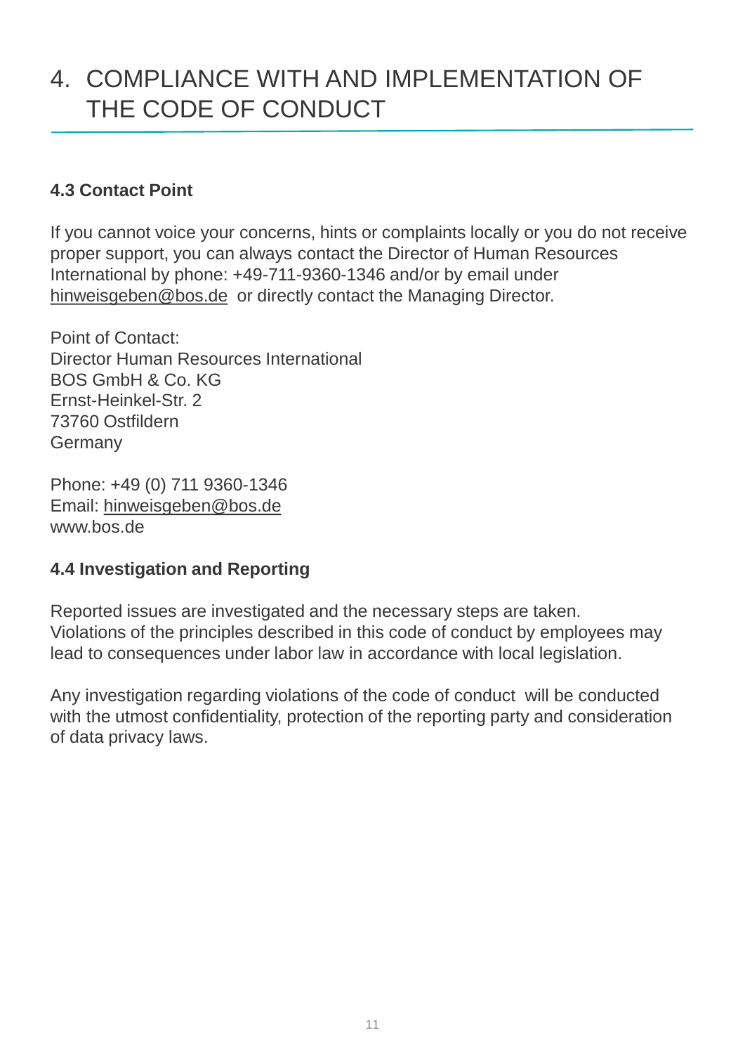# 4. COMPLIANCE WITH AND IMPLEMENTATION OF THE CODE OF CONDUCT

**4.3 Contact Point**

If you cannot voice your concerns, hints or complaints locally or you do not receive proper support, you can always contact the Director of Human Resources International by phone: +49-711-9360-1346 and/or by email under hinweisgeben@bos.de or directly contact the Managing Director.

Point of Contact:  
Director Human Resources International  
BOS GmbH & Co. KG  
Ernst-Heinkel-Str. 2  
73760 Ostfildern  
Germany

Phone: +49 (0) 711 9360-1346  
Email: hinweisgeben@bos.de  
www.bos.de

**4.4 Investigation and Reporting**

Reported issues are investigated and the necessary steps are taken.  
Violations of the principles described in this code of conduct by employees may lead to consequences under labor law in accordance with local legislation.

Any investigation regarding violations of the code of conduct will be conducted with the utmost confidentiality, protection of the reporting party and consideration of data privacy laws.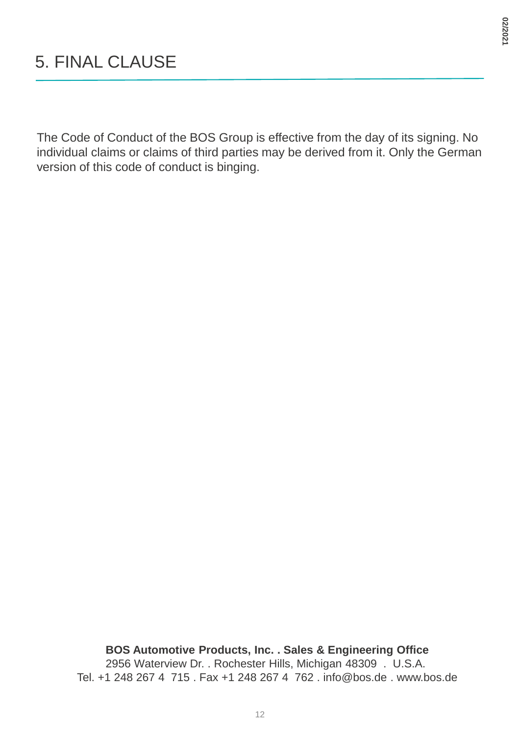# 5. FINAL CLAUSE

The Code of Conduct of the BOS Group is effective from the day of its signing. No individual claims or claims of third parties may be derived from it. Only the German version of this code of conduct is binging.

**BOS Automotive Products, Inc. . Sales & Engineering Office**
2956 Waterview Dr. . Rochester Hills, Michigan 48309 . U.S.A.
Tel. +1 248 267 4 715 . Fax +1 248 267 4 762 . info@bos.de . www.bos.de